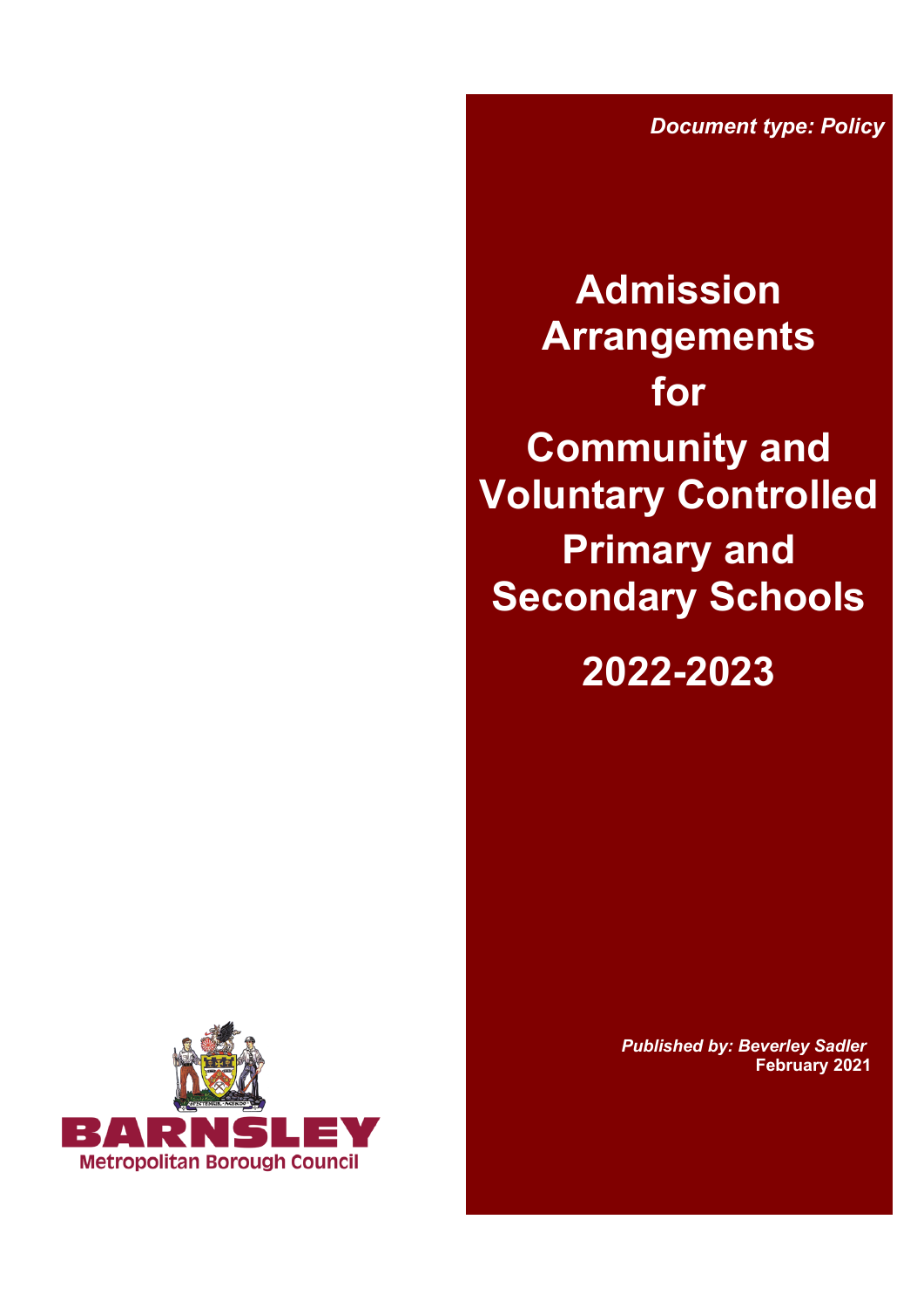*Document type: Policy*

# Admission Arrangements for Community and Voluntary Controlled Primary and Secondary Schools

# 2022-2023

***Published by: Beverley Sadler***
**February 2021**

BARNSLEY
Metropolitan Borough Council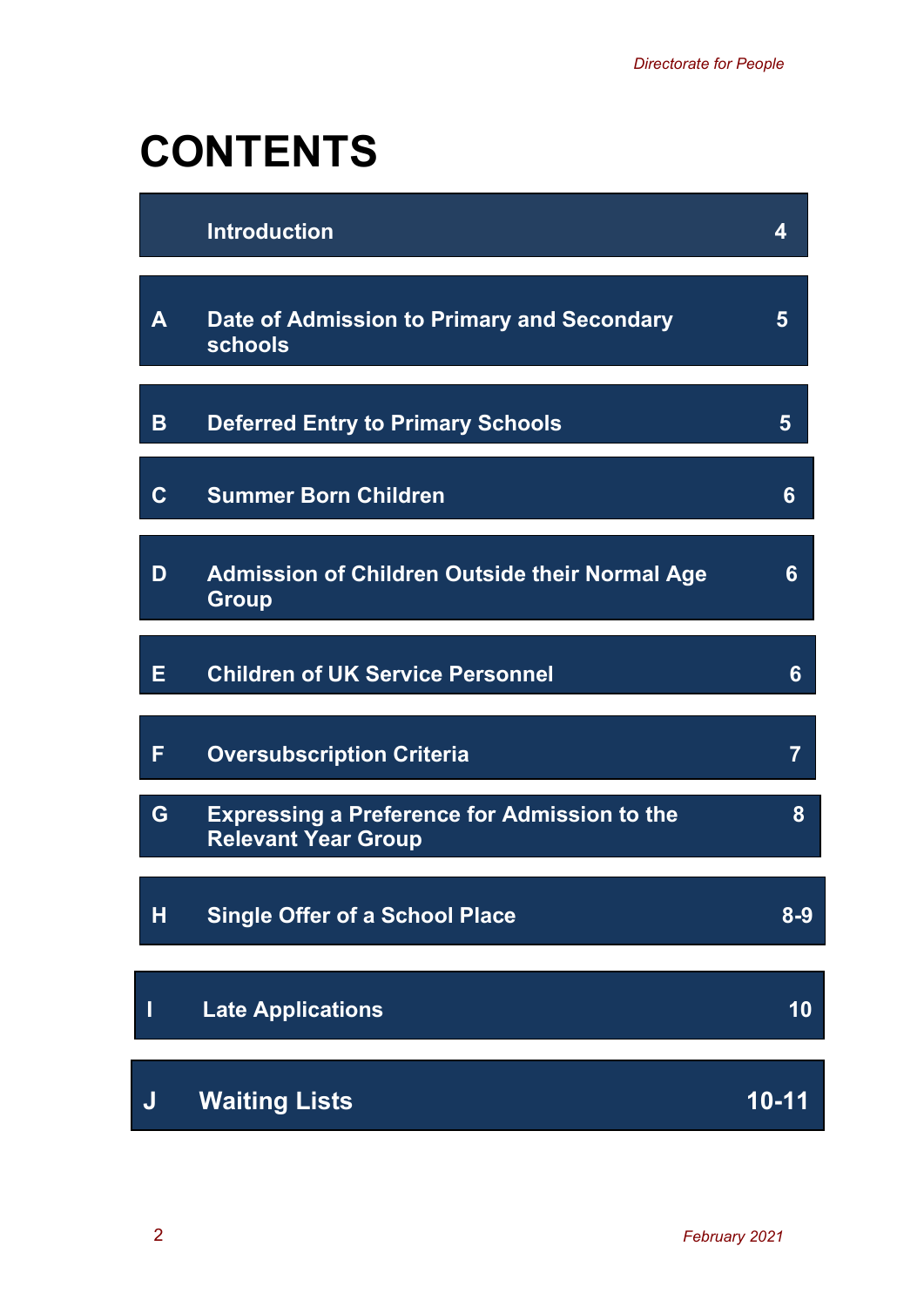# CONTENTS

| | | |
|---|---|---|
| | **Introduction** | **4** |
| **A** | **Date of Admission to Primary and Secondary schools** | **5** |
| **B** | **Deferred Entry to Primary Schools** | **5** |
| **C** | **Summer Born Children** | **6** |
| **D** | **Admission of Children Outside their Normal Age Group** | **6** |
| **E** | **Children of UK Service Personnel** | **6** |
| **F** | **Oversubscription Criteria** | **7** |
| **G** | **Expressing a Preference for Admission to the Relevant Year Group** | **8** |
| **H** | **Single Offer of a School Place** | **8-9** |
| **I** | **Late Applications** | **10** |
| **J** | **Waiting Lists** | **10-11** |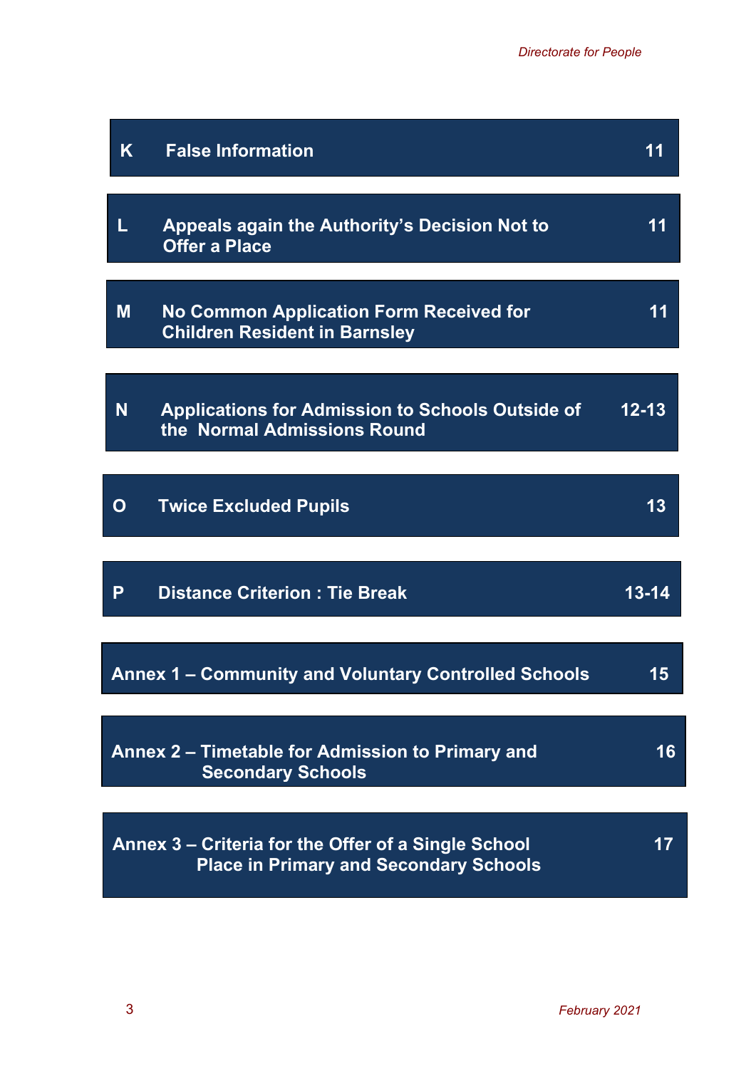| | | |
|---|---|---|
| K | False Information | 11 |
| L | Appeals again the Authority's Decision Not to Offer a Place | 11 |
| M | No Common Application Form Received for Children Resident in Barnsley | 11 |
| N | Applications for Admission to Schools Outside of the Normal Admissions Round | 12-13 |
| O | Twice Excluded Pupils | 13 |
| P | Distance Criterion : Tie Break | 13-14 |
| | Annex 1 – Community and Voluntary Controlled Schools | 15 |
| | Annex 2 – Timetable for Admission to Primary and Secondary Schools | 16 |
| | Annex 3 – Criteria for the Offer of a Single School Place in Primary and Secondary Schools | 17 |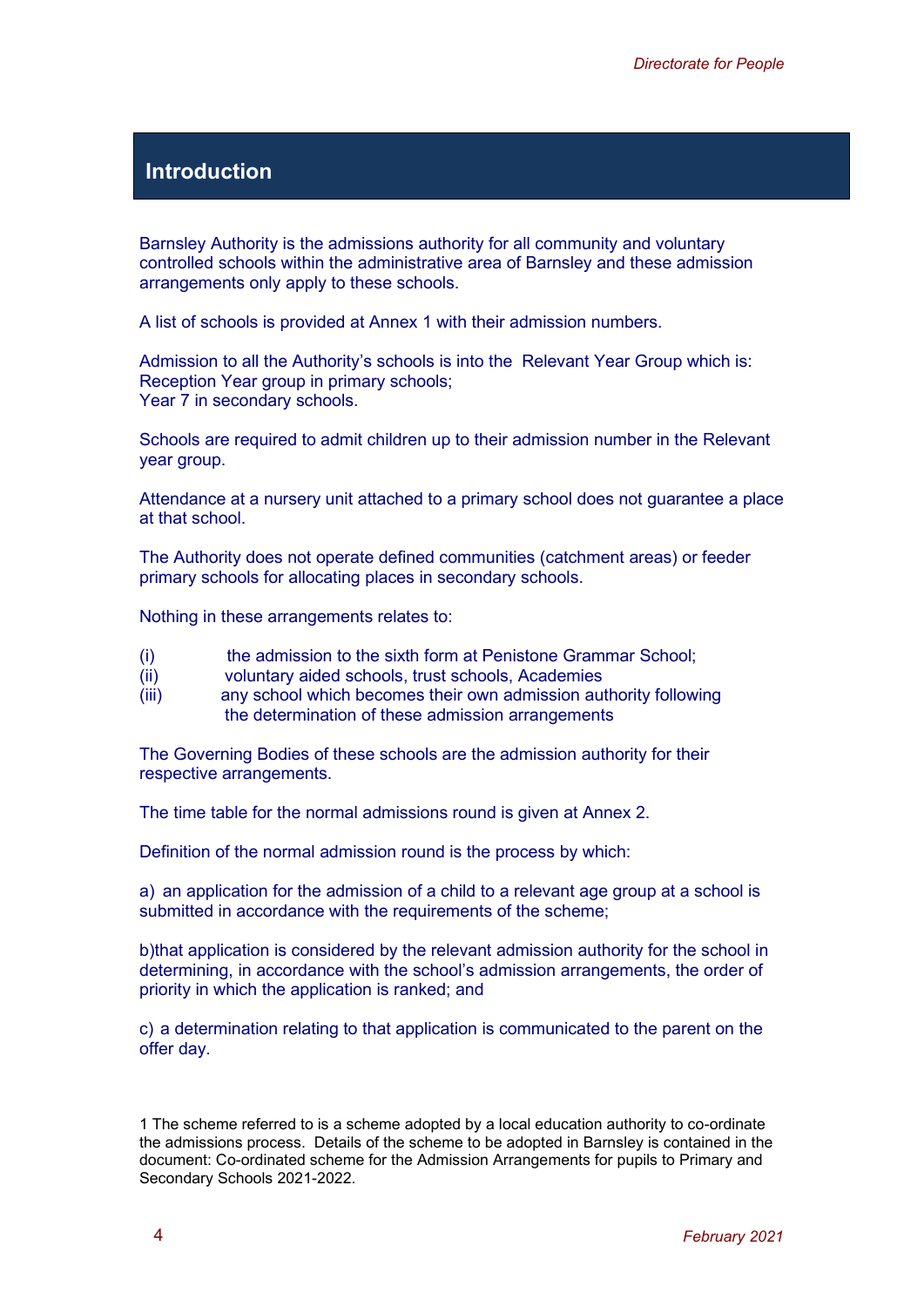## Introduction

Barnsley Authority is the admissions authority for all community and voluntary controlled schools within the administrative area of Barnsley and these admission arrangements only apply to these schools.

A list of schools is provided at Annex 1 with their admission numbers.

Admission to all the Authority's schools is into the Relevant Year Group which is:
Reception Year group in primary schools;
Year 7 in secondary schools.

Schools are required to admit children up to their admission number in the Relevant year group.

Attendance at a nursery unit attached to a primary school does not guarantee a place at that school.

The Authority does not operate defined communities (catchment areas) or feeder primary schools for allocating places in secondary schools.

Nothing in these arrangements relates to:

(i) the admission to the sixth form at Penistone Grammar School;
(ii) voluntary aided schools, trust schools, Academies
(iii) any school which becomes their own admission authority following the determination of these admission arrangements

The Governing Bodies of these schools are the admission authority for their respective arrangements.

The time table for the normal admissions round is given at Annex 2.

Definition of the normal admission round is the process by which:

a) an application for the admission of a child to a relevant age group at a school is submitted in accordance with the requirements of the scheme;

b)that application is considered by the relevant admission authority for the school in determining, in accordance with the school's admission arrangements, the order of priority in which the application is ranked; and

c) a determination relating to that application is communicated to the parent on the offer day.

1 The scheme referred to is a scheme adopted by a local education authority to co-ordinate the admissions process. Details of the scheme to be adopted in Barnsley is contained in the document: Co-ordinated scheme for the Admission Arrangements for pupils to Primary and Secondary Schools 2021-2022.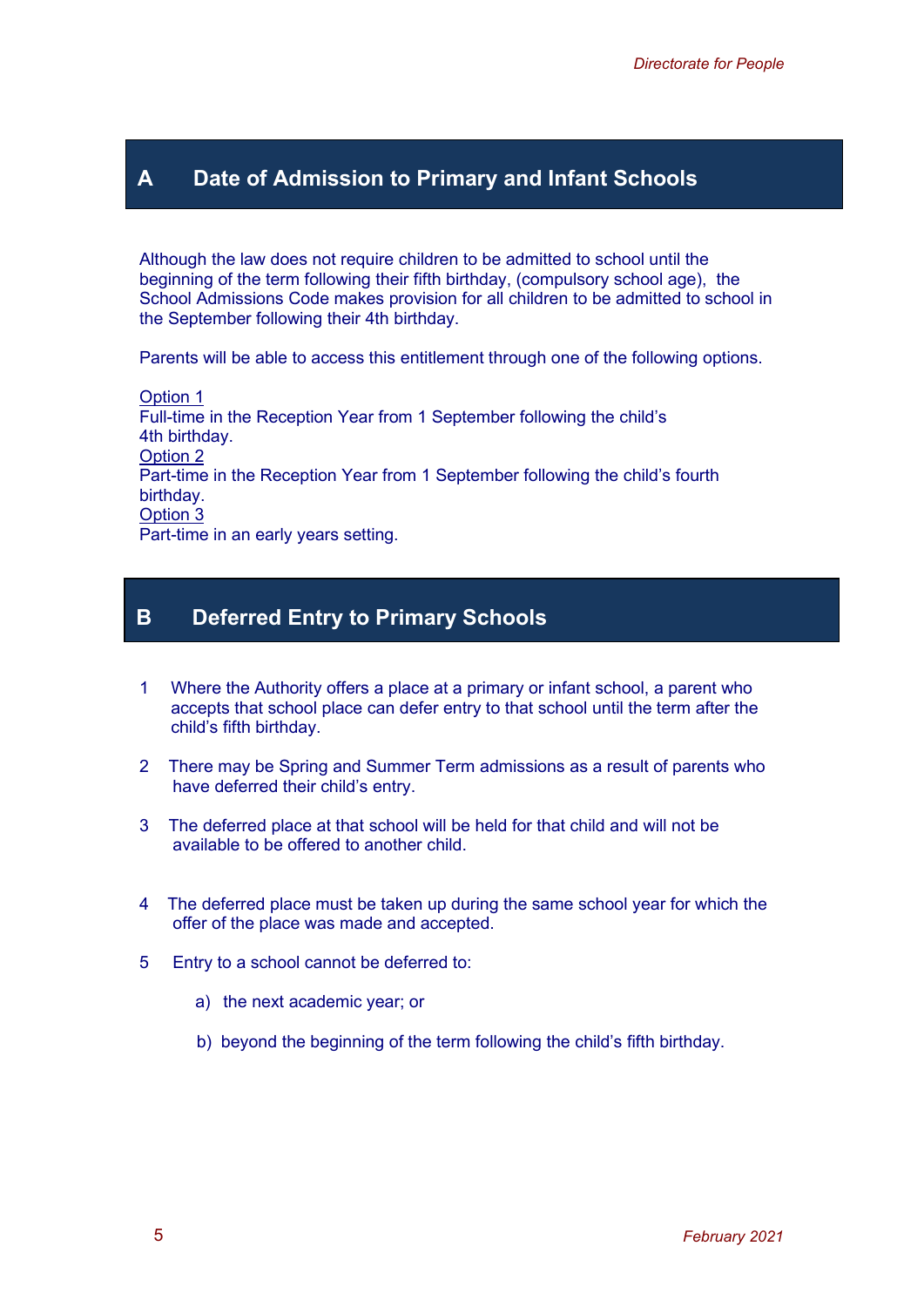## A Date of Admission to Primary and Infant Schools

Although the law does not require children to be admitted to school until the beginning of the term following their fifth birthday, (compulsory school age), the School Admissions Code makes provision for all children to be admitted to school in the September following their 4th birthday.

Parents will be able to access this entitlement through one of the following options.

Option 1
Full-time in the Reception Year from 1 September following the child's 4th birthday.
Option 2
Part-time in the Reception Year from 1 September following the child's fourth birthday.
Option 3
Part-time in an early years setting.

## B Deferred Entry to Primary Schools

1. Where the Authority offers a place at a primary or infant school, a parent who accepts that school place can defer entry to that school until the term after the child's fifth birthday.

2. There may be Spring and Summer Term admissions as a result of parents who have deferred their child's entry.

3. The deferred place at that school will be held for that child and will not be available to be offered to another child.

4. The deferred place must be taken up during the same school year for which the offer of the place was made and accepted.

5. Entry to a school cannot be deferred to:

   a) the next academic year; or

   b) beyond the beginning of the term following the child's fifth birthday.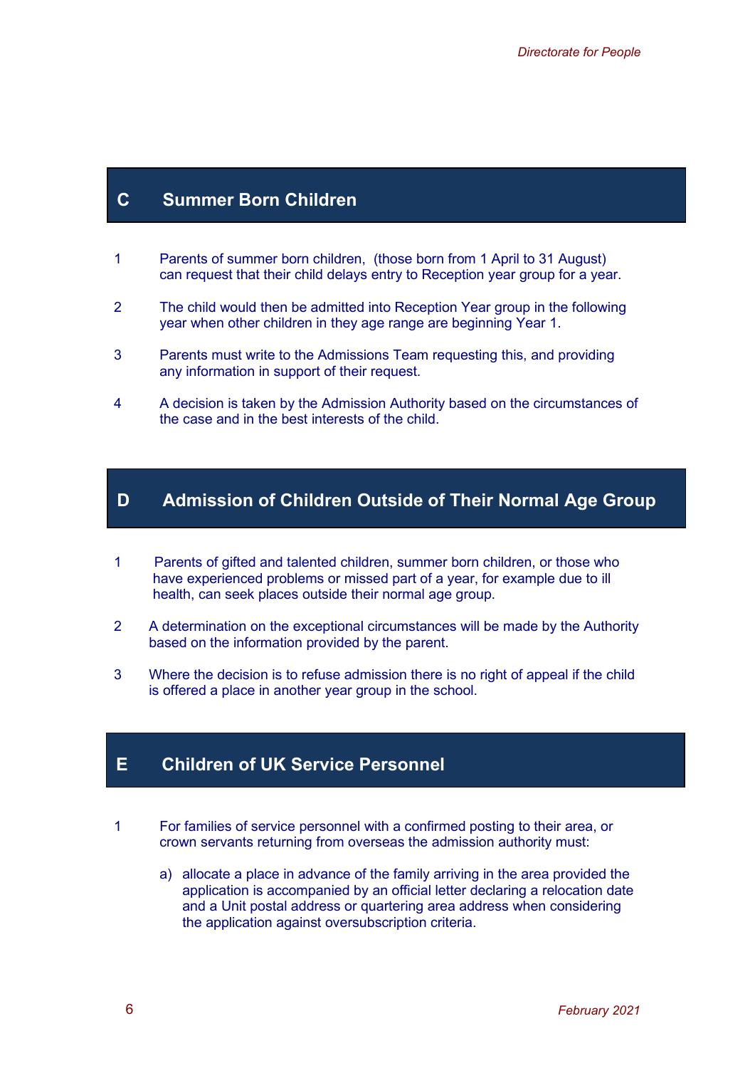## C Summer Born Children

1. Parents of summer born children, (those born from 1 April to 31 August) can request that their child delays entry to Reception year group for a year.

2. The child would then be admitted into Reception Year group in the following year when other children in they age range are beginning Year 1.

3. Parents must write to the Admissions Team requesting this, and providing any information in support of their request.

4. A decision is taken by the Admission Authority based on the circumstances of the case and in the best interests of the child.

## D Admission of Children Outside of Their Normal Age Group

1. Parents of gifted and talented children, summer born children, or those who have experienced problems or missed part of a year, for example due to ill health, can seek places outside their normal age group.

2. A determination on the exceptional circumstances will be made by the Authority based on the information provided by the parent.

3. Where the decision is to refuse admission there is no right of appeal if the child is offered a place in another year group in the school.

## E Children of UK Service Personnel

1. For families of service personnel with a confirmed posting to their area, or crown servants returning from overseas the admission authority must:

   a) allocate a place in advance of the family arriving in the area provided the application is accompanied by an official letter declaring a relocation date and a Unit postal address or quartering area address when considering the application against oversubscription criteria.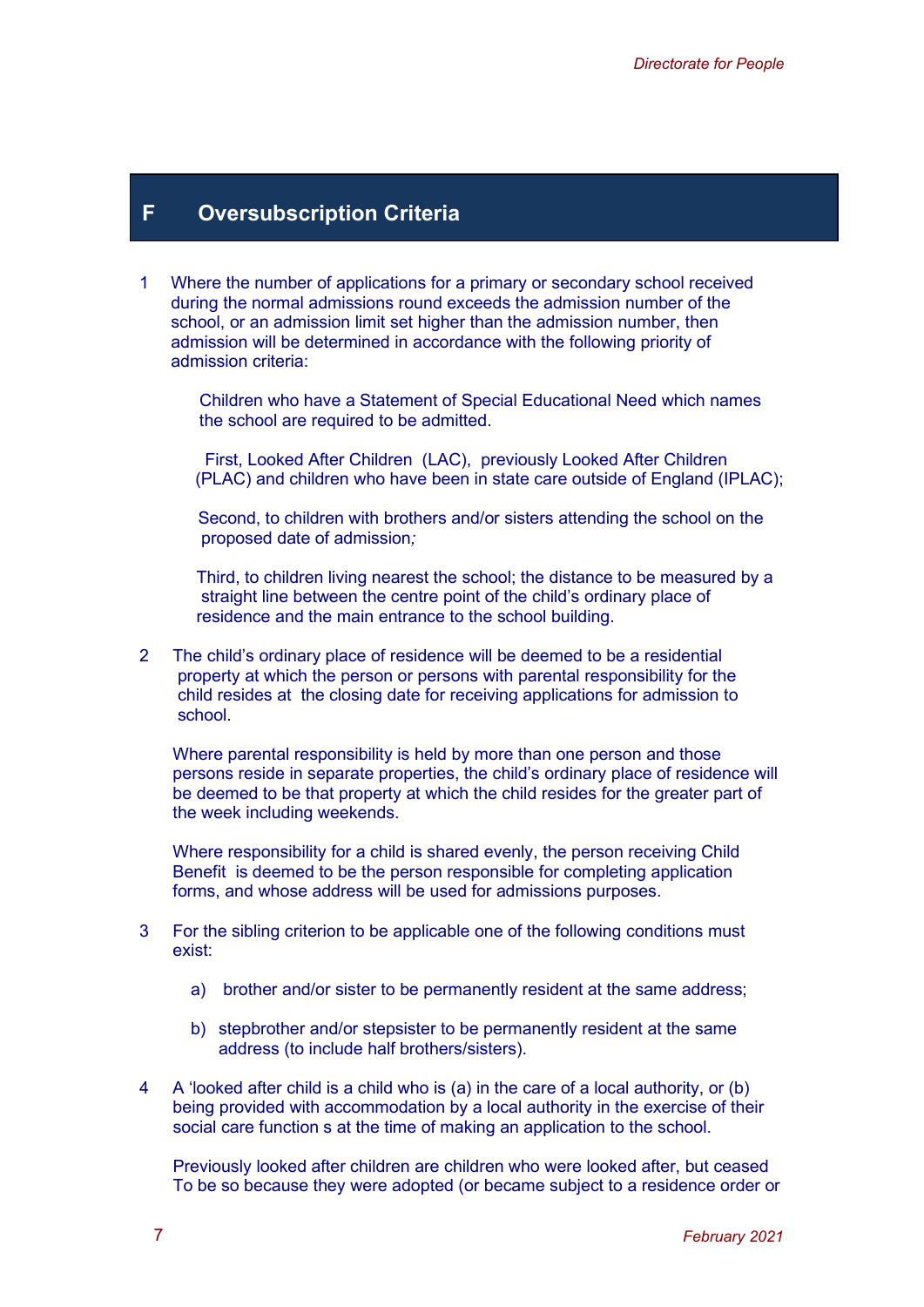## F Oversubscription Criteria

1. Where the number of applications for a primary or secondary school received during the normal admissions round exceeds the admission number of the school, or an admission limit set higher than the admission number, then admission will be determined in accordance with the following priority of admission criteria:

   Children who have a Statement of Special Educational Need which names the school are required to be admitted.

   First, Looked After Children (LAC), previously Looked After Children (PLAC) and children who have been in state care outside of England (IPLAC);

   Second, to children with brothers and/or sisters attending the school on the proposed date of admission*;*

   Third, to children living nearest the school; the distance to be measured by a straight line between the centre point of the child's ordinary place of residence and the main entrance to the school building.

2. The child's ordinary place of residence will be deemed to be a residential property at which the person or persons with parental responsibility for the child resides at the closing date for receiving applications for admission to school.

   Where parental responsibility is held by more than one person and those persons reside in separate properties, the child's ordinary place of residence will be deemed to be that property at which the child resides for the greater part of the week including weekends.

   Where responsibility for a child is shared evenly, the person receiving Child Benefit is deemed to be the person responsible for completing application forms, and whose address will be used for admissions purposes.

3. For the sibling criterion to be applicable one of the following conditions must exist:

   a) brother and/or sister to be permanently resident at the same address;

   b) stepbrother and/or stepsister to be permanently resident at the same address (to include half brothers/sisters).

4. A 'looked after child is a child who is (a) in the care of a local authority, or (b) being provided with accommodation by a local authority in the exercise of their social care function s at the time of making an application to the school.

   Previously looked after children are children who were looked after, but ceased To be so because they were adopted (or became subject to a residence order or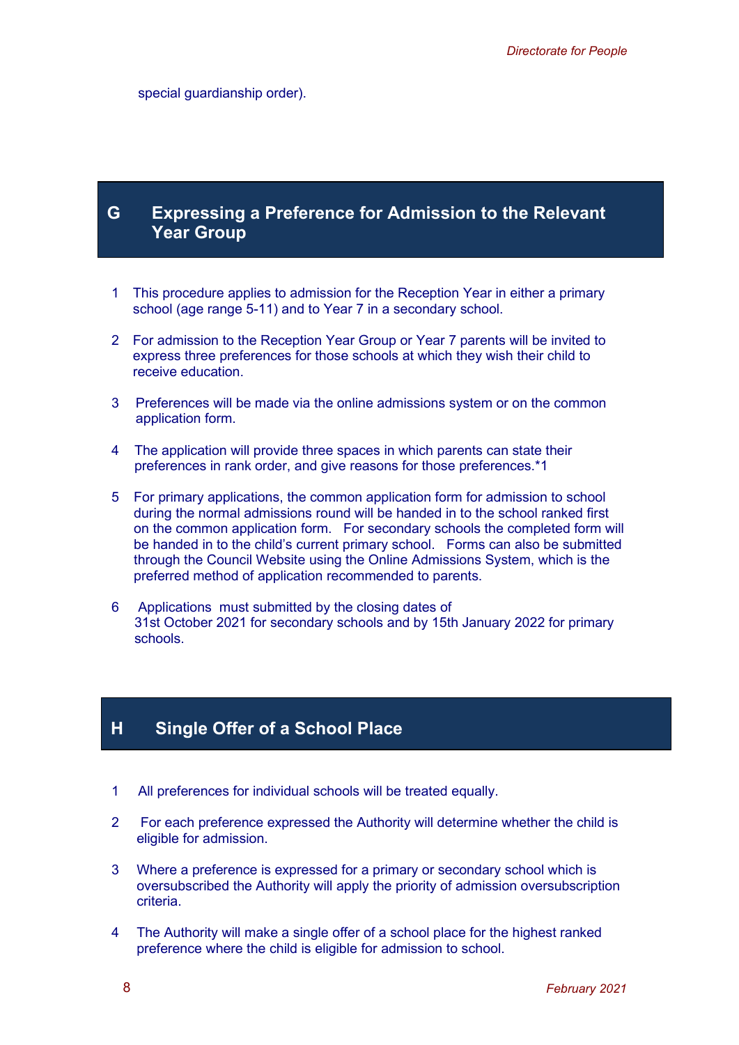special guardianship order).

## G Expressing a Preference for Admission to the Relevant Year Group

1. This procedure applies to admission for the Reception Year in either a primary school (age range 5-11) and to Year 7 in a secondary school.

2. For admission to the Reception Year Group or Year 7 parents will be invited to express three preferences for those schools at which they wish their child to receive education.

3. Preferences will be made via the online admissions system or on the common application form.

4. The application will provide three spaces in which parents can state their preferences in rank order, and give reasons for those preferences.*1

5. For primary applications, the common application form for admission to school during the normal admissions round will be handed in to the school ranked first on the common application form. For secondary schools the completed form will be handed in to the child's current primary school. Forms can also be submitted through the Council Website using the Online Admissions System, which is the preferred method of application recommended to parents.

6. Applications must submitted by the closing dates of 31st October 2021 for secondary schools and by 15th January 2022 for primary schools.

## H Single Offer of a School Place

1. All preferences for individual schools will be treated equally.

2. For each preference expressed the Authority will determine whether the child is eligible for admission.

3. Where a preference is expressed for a primary or secondary school which is oversubscribed the Authority will apply the priority of admission oversubscription criteria.

4. The Authority will make a single offer of a school place for the highest ranked preference where the child is eligible for admission to school.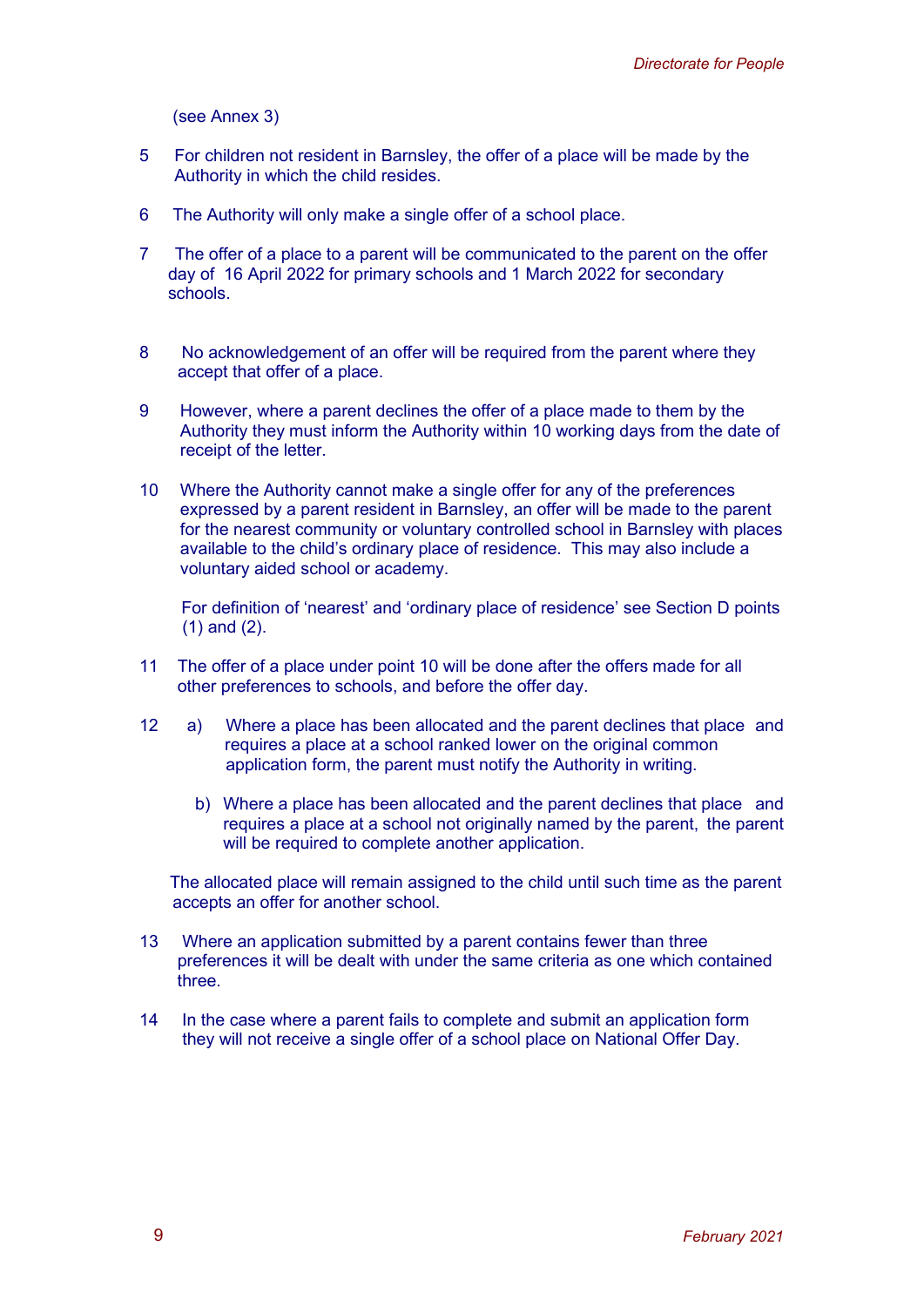(see Annex 3)

5 For children not resident in Barnsley, the offer of a place will be made by the Authority in which the child resides.

6 The Authority will only make a single offer of a school place.

7 The offer of a place to a parent will be communicated to the parent on the offer day of 16 April 2022 for primary schools and 1 March 2022 for secondary schools.

8 No acknowledgement of an offer will be required from the parent where they accept that offer of a place.

9 However, where a parent declines the offer of a place made to them by the Authority they must inform the Authority within 10 working days from the date of receipt of the letter.

10 Where the Authority cannot make a single offer for any of the preferences expressed by a parent resident in Barnsley, an offer will be made to the parent for the nearest community or voluntary controlled school in Barnsley with places available to the child's ordinary place of residence. This may also include a voluntary aided school or academy.

For definition of 'nearest' and 'ordinary place of residence' see Section D points (1) and (2).

11 The offer of a place under point 10 will be done after the offers made for all other preferences to schools, and before the offer day.

12 a) Where a place has been allocated and the parent declines that place and requires a place at a school ranked lower on the original common application form, the parent must notify the Authority in writing.

b) Where a place has been allocated and the parent declines that place and requires a place at a school not originally named by the parent, the parent will be required to complete another application.

The allocated place will remain assigned to the child until such time as the parent accepts an offer for another school.

13 Where an application submitted by a parent contains fewer than three preferences it will be dealt with under the same criteria as one which contained three.

14 In the case where a parent fails to complete and submit an application form they will not receive a single offer of a school place on National Offer Day.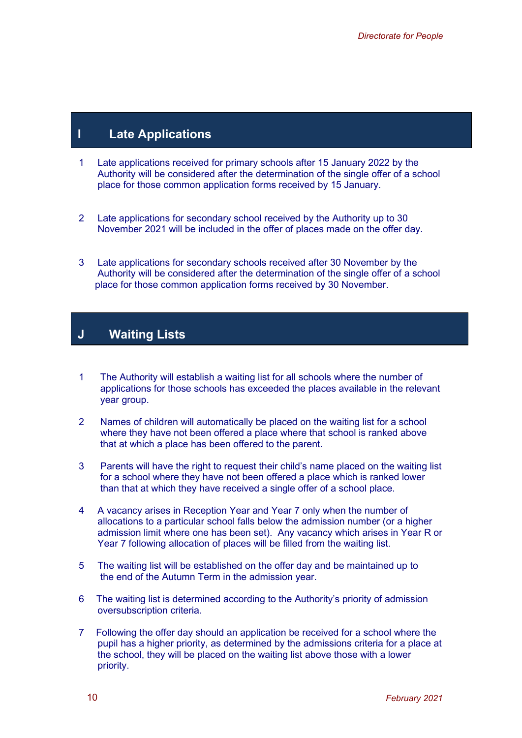## I Late Applications

1. Late applications received for primary schools after 15 January 2022 by the Authority will be considered after the determination of the single offer of a school place for those common application forms received by 15 January.

2. Late applications for secondary school received by the Authority up to 30 November 2021 will be included in the offer of places made on the offer day.

3. Late applications for secondary schools received after 30 November by the Authority will be considered after the determination of the single offer of a school place for those common application forms received by 30 November.

## J Waiting Lists

1. The Authority will establish a waiting list for all schools where the number of applications for those schools has exceeded the places available in the relevant year group.

2. Names of children will automatically be placed on the waiting list for a school where they have not been offered a place where that school is ranked above that at which a place has been offered to the parent.

3. Parents will have the right to request their child's name placed on the waiting list for a school where they have not been offered a place which is ranked lower than that at which they have received a single offer of a school place.

4. A vacancy arises in Reception Year and Year 7 only when the number of allocations to a particular school falls below the admission number (or a higher admission limit where one has been set). Any vacancy which arises in Year R or Year 7 following allocation of places will be filled from the waiting list.

5. The waiting list will be established on the offer day and be maintained up to the end of the Autumn Term in the admission year.

6. The waiting list is determined according to the Authority's priority of admission oversubscription criteria.

7. Following the offer day should an application be received for a school where the pupil has a higher priority, as determined by the admissions criteria for a place at the school, they will be placed on the waiting list above those with a lower priority.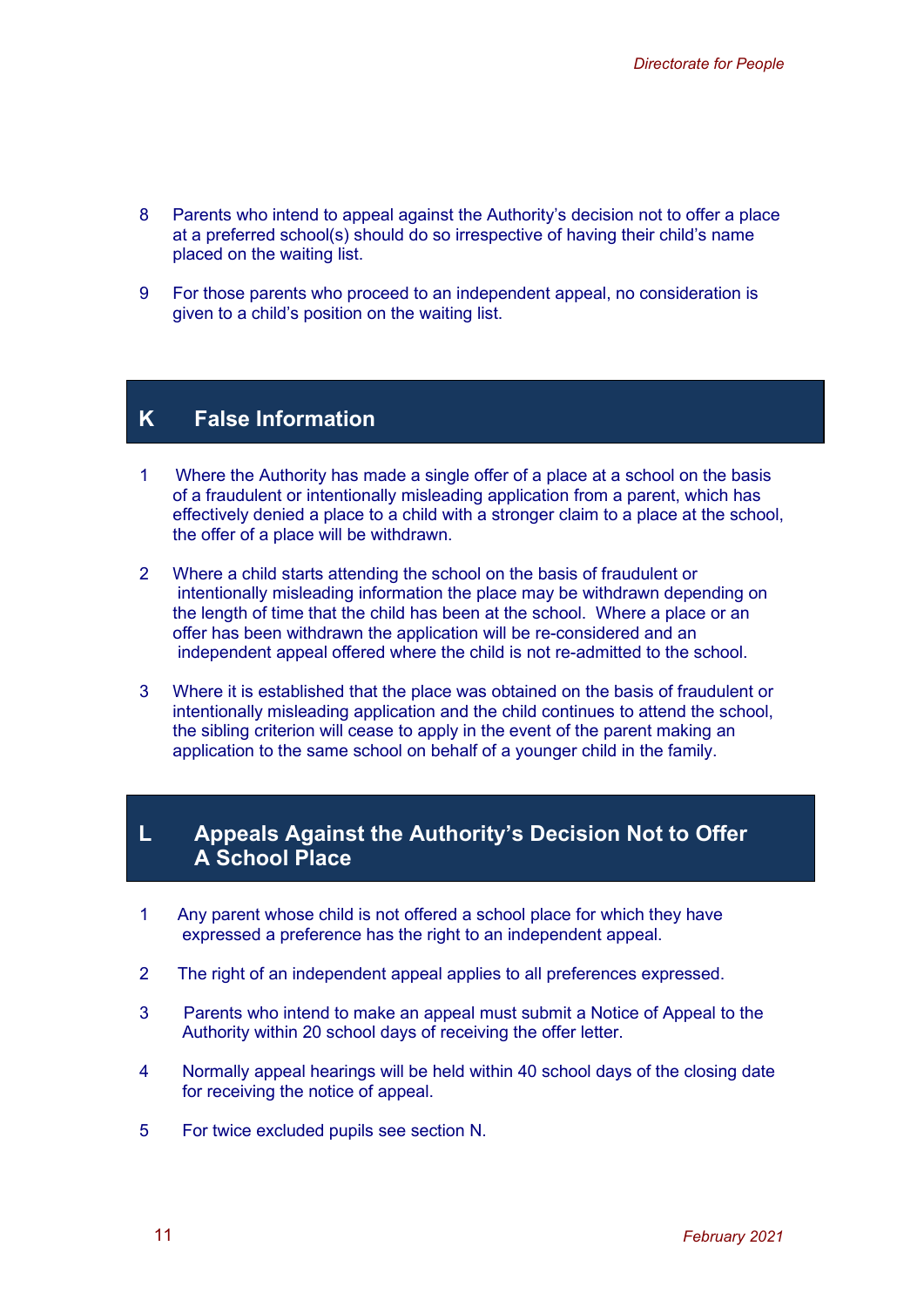8 Parents who intend to appeal against the Authority's decision not to offer a place at a preferred school(s) should do so irrespective of having their child's name placed on the waiting list.

9 For those parents who proceed to an independent appeal, no consideration is given to a child's position on the waiting list.

## K False Information

1 Where the Authority has made a single offer of a place at a school on the basis of a fraudulent or intentionally misleading application from a parent, which has effectively denied a place to a child with a stronger claim to a place at the school, the offer of a place will be withdrawn.

2 Where a child starts attending the school on the basis of fraudulent or intentionally misleading information the place may be withdrawn depending on the length of time that the child has been at the school. Where a place or an offer has been withdrawn the application will be re-considered and an independent appeal offered where the child is not re-admitted to the school.

3 Where it is established that the place was obtained on the basis of fraudulent or intentionally misleading application and the child continues to attend the school, the sibling criterion will cease to apply in the event of the parent making an application to the same school on behalf of a younger child in the family.

## L Appeals Against the Authority's Decision Not to Offer A School Place

1 Any parent whose child is not offered a school place for which they have expressed a preference has the right to an independent appeal.

2 The right of an independent appeal applies to all preferences expressed.

3 Parents who intend to make an appeal must submit a Notice of Appeal to the Authority within 20 school days of receiving the offer letter.

4 Normally appeal hearings will be held within 40 school days of the closing date for receiving the notice of appeal.

5 For twice excluded pupils see section N.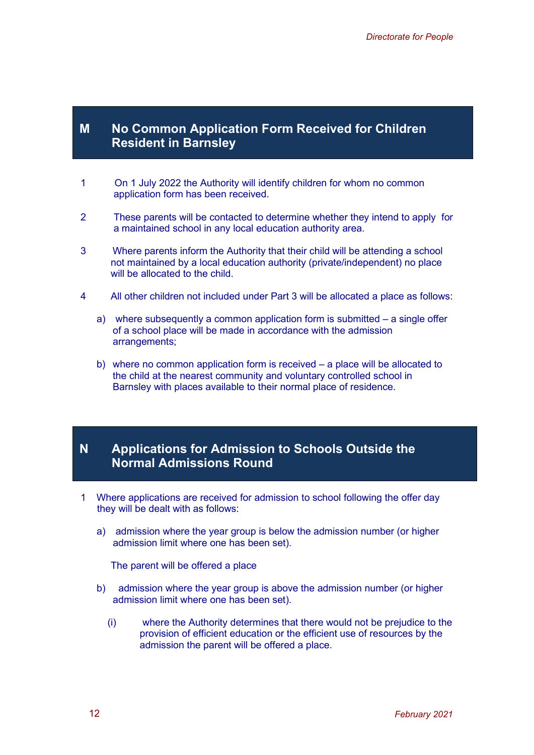## M No Common Application Form Received for Children Resident in Barnsley

1. On 1 July 2022 the Authority will identify children for whom no common application form has been received.

2. These parents will be contacted to determine whether they intend to apply for a maintained school in any local education authority area.

3. Where parents inform the Authority that their child will be attending a school not maintained by a local education authority (private/independent) no place will be allocated to the child.

4. All other children not included under Part 3 will be allocated a place as follows:

   a) where subsequently a common application form is submitted – a single offer of a school place will be made in accordance with the admission arrangements;

   b) where no common application form is received – a place will be allocated to the child at the nearest community and voluntary controlled school in Barnsley with places available to their normal place of residence.

## N Applications for Admission to Schools Outside the Normal Admissions Round

1. Where applications are received for admission to school following the offer day they will be dealt with as follows:

   a) admission where the year group is below the admission number (or higher admission limit where one has been set).

      The parent will be offered a place

   b) admission where the year group is above the admission number (or higher admission limit where one has been set).

      (i) where the Authority determines that there would not be prejudice to the provision of efficient education or the efficient use of resources by the admission the parent will be offered a place.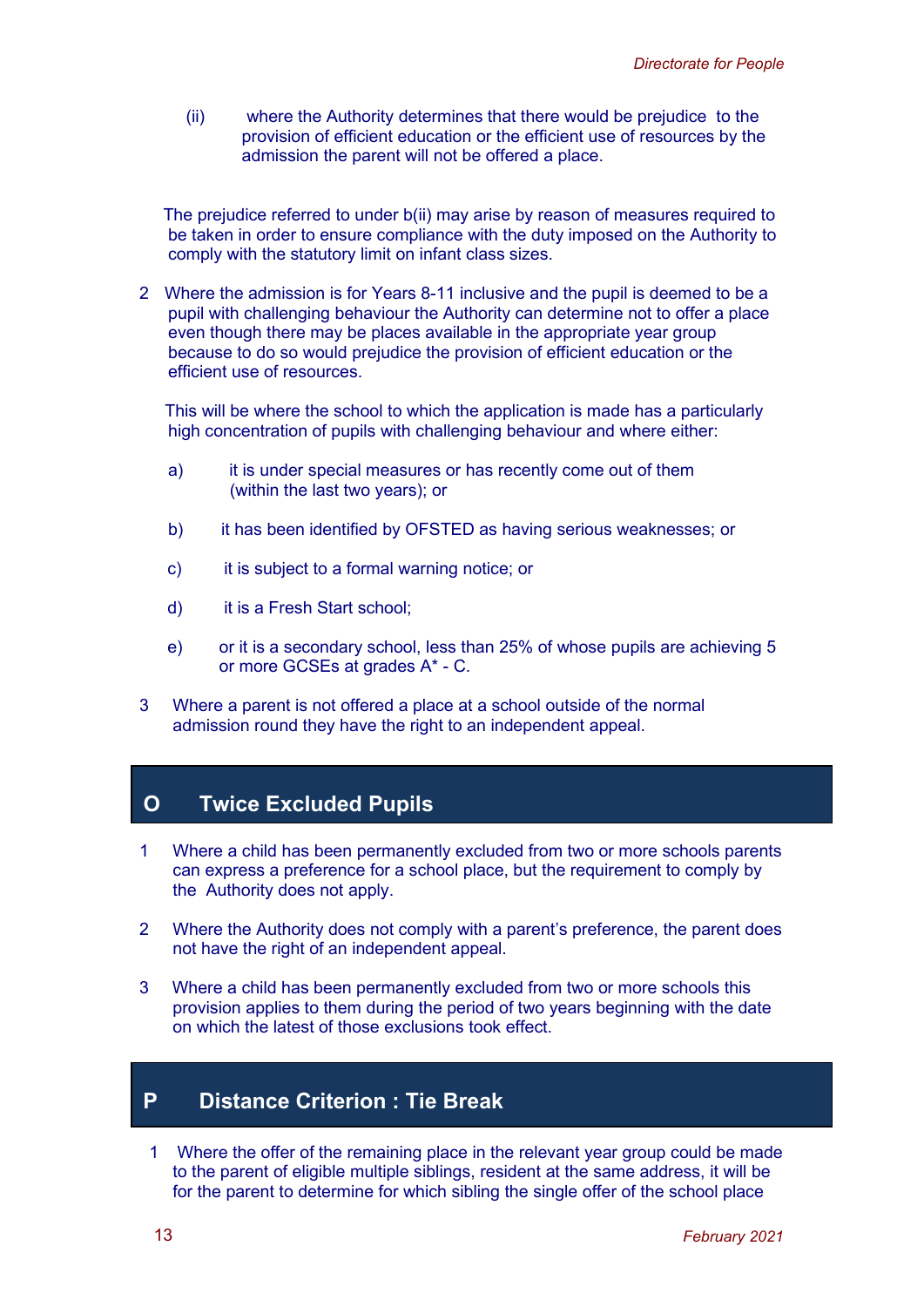(ii) where the Authority determines that there would be prejudice to the provision of efficient education or the efficient use of resources by the admission the parent will not be offered a place.

The prejudice referred to under b(ii) may arise by reason of measures required to be taken in order to ensure compliance with the duty imposed on the Authority to comply with the statutory limit on infant class sizes.

2 Where the admission is for Years 8-11 inclusive and the pupil is deemed to be a pupil with challenging behaviour the Authority can determine not to offer a place even though there may be places available in the appropriate year group because to do so would prejudice the provision of efficient education or the efficient use of resources.

This will be where the school to which the application is made has a particularly high concentration of pupils with challenging behaviour and where either:

a) it is under special measures or has recently come out of them (within the last two years); or

b) it has been identified by OFSTED as having serious weaknesses; or

c) it is subject to a formal warning notice; or

d) it is a Fresh Start school;

e) or it is a secondary school, less than 25% of whose pupils are achieving 5 or more GCSEs at grades A* - C.

3 Where a parent is not offered a place at a school outside of the normal admission round they have the right to an independent appeal.

## O Twice Excluded Pupils

1 Where a child has been permanently excluded from two or more schools parents can express a preference for a school place, but the requirement to comply by the Authority does not apply.

2 Where the Authority does not comply with a parent's preference, the parent does not have the right of an independent appeal.

3 Where a child has been permanently excluded from two or more schools this provision applies to them during the period of two years beginning with the date on which the latest of those exclusions took effect.

## P Distance Criterion : Tie Break

1 Where the offer of the remaining place in the relevant year group could be made to the parent of eligible multiple siblings, resident at the same address, it will be for the parent to determine for which sibling the single offer of the school place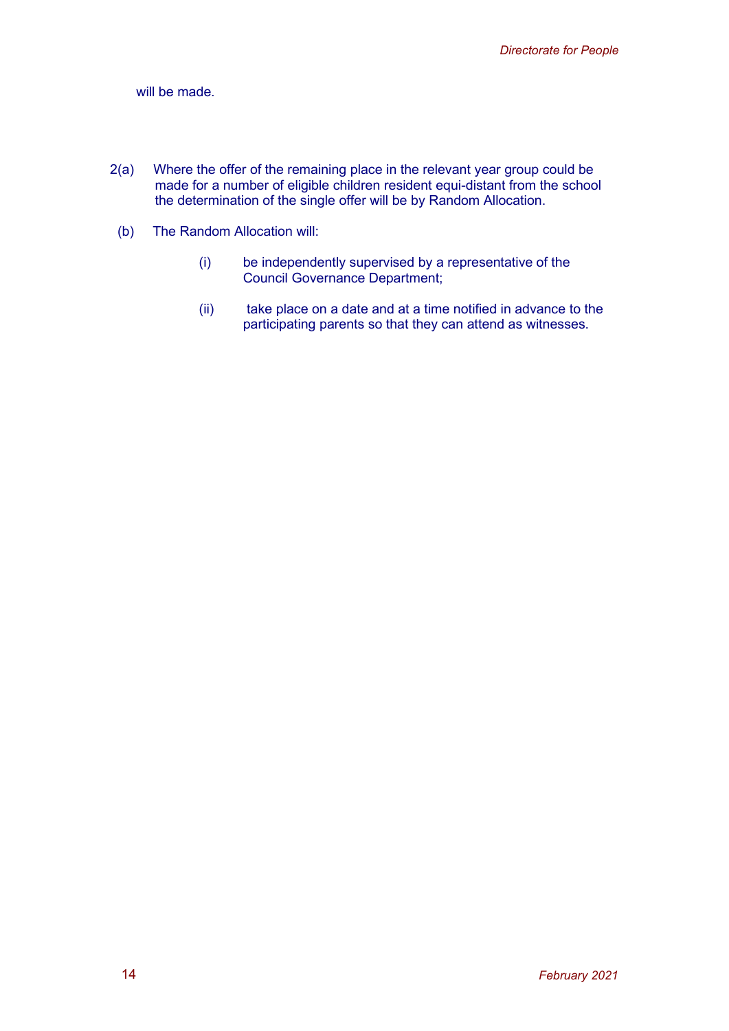will be made.

2(a) Where the offer of the remaining place in the relevant year group could be made for a number of eligible children resident equi-distant from the school the determination of the single offer will be by Random Allocation.

(b) The Random Allocation will:

(i) be independently supervised by a representative of the Council Governance Department;

(ii) take place on a date and at a time notified in advance to the participating parents so that they can attend as witnesses.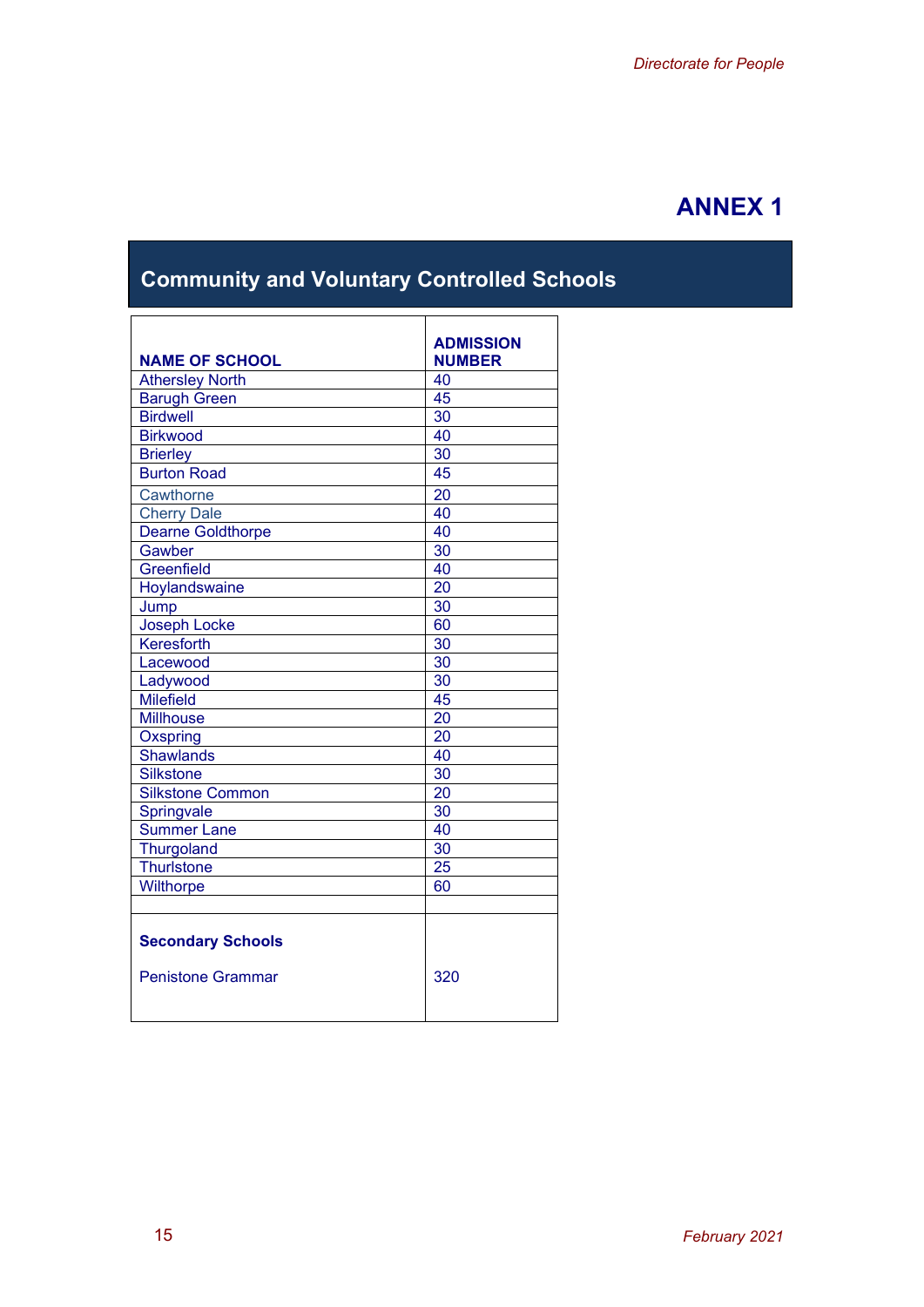# ANNEX 1

## Community and Voluntary Controlled Schools

| NAME OF SCHOOL | ADMISSION NUMBER |
|---|---|
| Athersley North | 40 |
| Barugh Green | 45 |
| Birdwell | 30 |
| Birkwood | 40 |
| Brierley | 30 |
| Burton Road | 45 |
| Cawthorne | 20 |
| Cherry Dale | 40 |
| Dearne Goldthorpe | 40 |
| Gawber | 30 |
| Greenfield | 40 |
| Hoylandswaine | 20 |
| Jump | 30 |
| Joseph Locke | 60 |
| Keresforth | 30 |
| Lacewood | 30 |
| Ladywood | 30 |
| Milefield | 45 |
| Millhouse | 20 |
| Oxspring | 20 |
| Shawlands | 40 |
| Silkstone | 30 |
| Silkstone Common | 20 |
| Springvale | 30 |
| Summer Lane | 40 |
| Thurgoland | 30 |
| Thurlstone | 25 |
| Wilthorpe | 60 |
| | |
| **Secondary Schools** | |
| Penistone Grammar | 320 |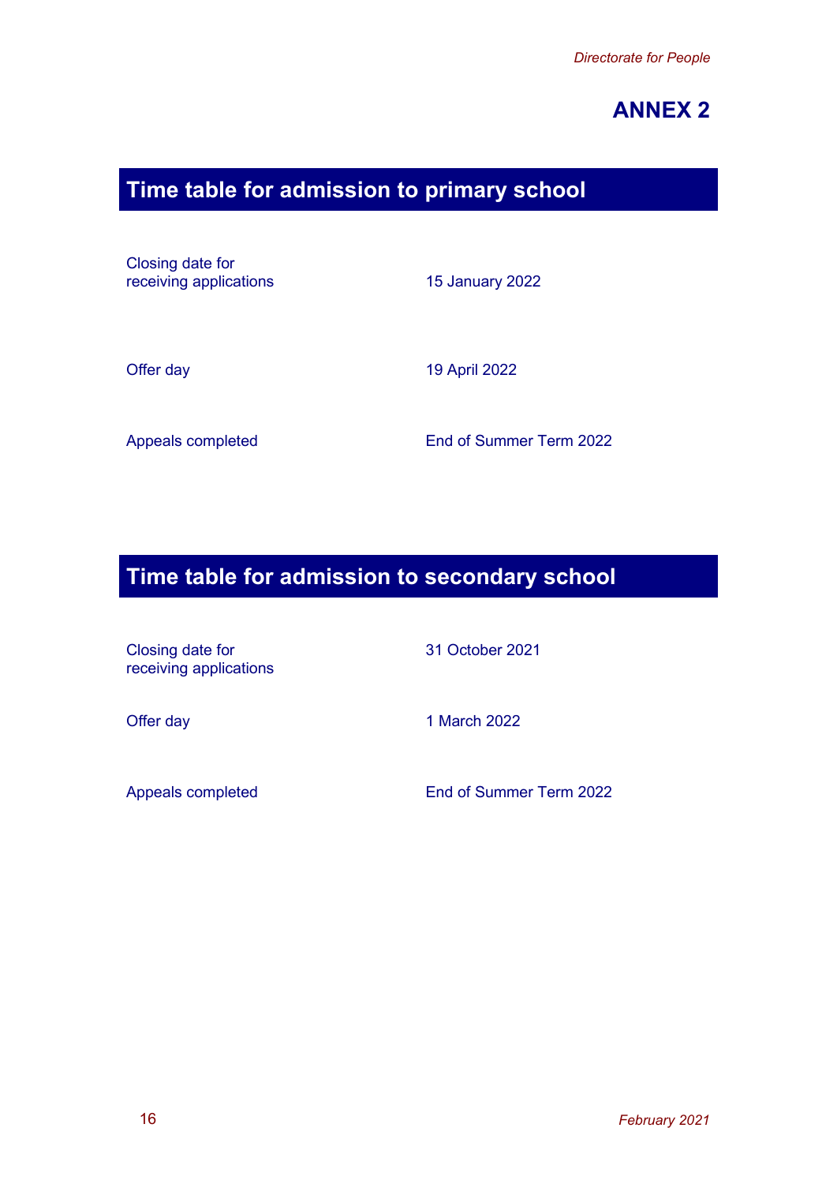# ANNEX 2

## Time table for admission to primary school

| | |
|---|---|
| Closing date for receiving applications | 15 January 2022 |
| Offer day | 19 April 2022 |
| Appeals completed | End of Summer Term 2022 |

## Time table for admission to secondary school

| | |
|---|---|
| Closing date for receiving applications | 31 October 2021 |
| Offer day | 1 March 2022 |
| Appeals completed | End of Summer Term 2022 |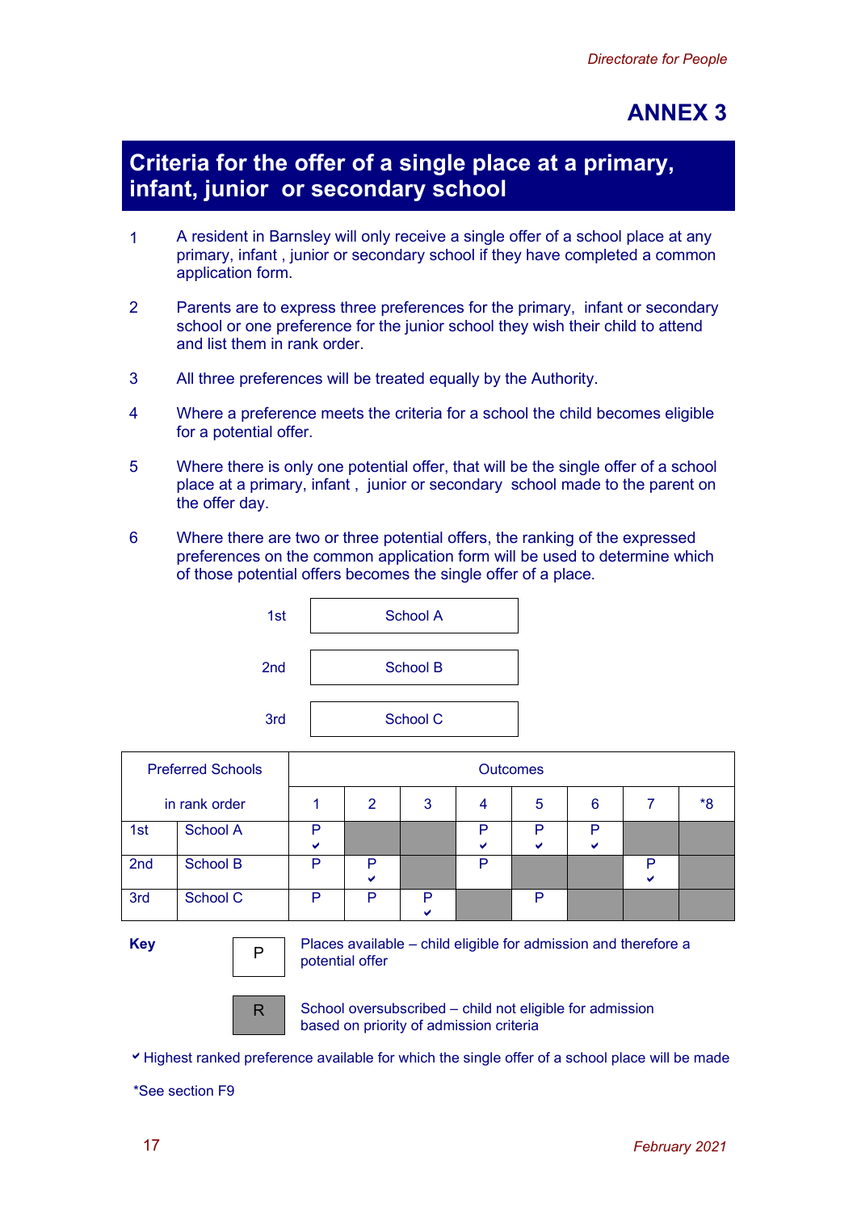# ANNEX 3

## Criteria for the offer of a single place at a primary, infant, junior or secondary school

1. A resident in Barnsley will only receive a single offer of a school place at any primary, infant , junior or secondary school if they have completed a common application form.

2. Parents are to express three preferences for the primary, infant or secondary school or one preference for the junior school they wish their child to attend and list them in rank order.

3. All three preferences will be treated equally by the Authority.

4. Where a preference meets the criteria for a school the child becomes eligible for a potential offer.

5. Where there is only one potential offer, that will be the single offer of a school place at a primary, infant , junior or secondary school made to the parent on the offer day.

6. Where there are two or three potential offers, the ranking of the expressed preferences on the common application form will be used to determine which of those potential offers becomes the single offer of a place.

| | |
|---|---|
| 1st | School A |
| 2nd | School B |
| 3rd | School C |

| Preferred Schools in rank order | | Outcomes 1 | 2 | 3 | 4 | 5 | 6 | 7 | *8 |
|---|---|---|---|---|---|---|---|---|---|
| 1st | School A | P ✔ | R | R | P ✔ | P ✔ | P ✔ | R | R |
| 2nd | School B | P | P ✔ | R | P | R | R | P ✔ | R |
| 3rd | School C | P | P | P ✔ | R | P | R | R | R |

**Key**

P — Places available – child eligible for admission and therefore a potential offer

R — School oversubscribed – child not eligible for admission based on priority of admission criteria

✔ Highest ranked preference available for which the single offer of a school place will be made

*See section F9